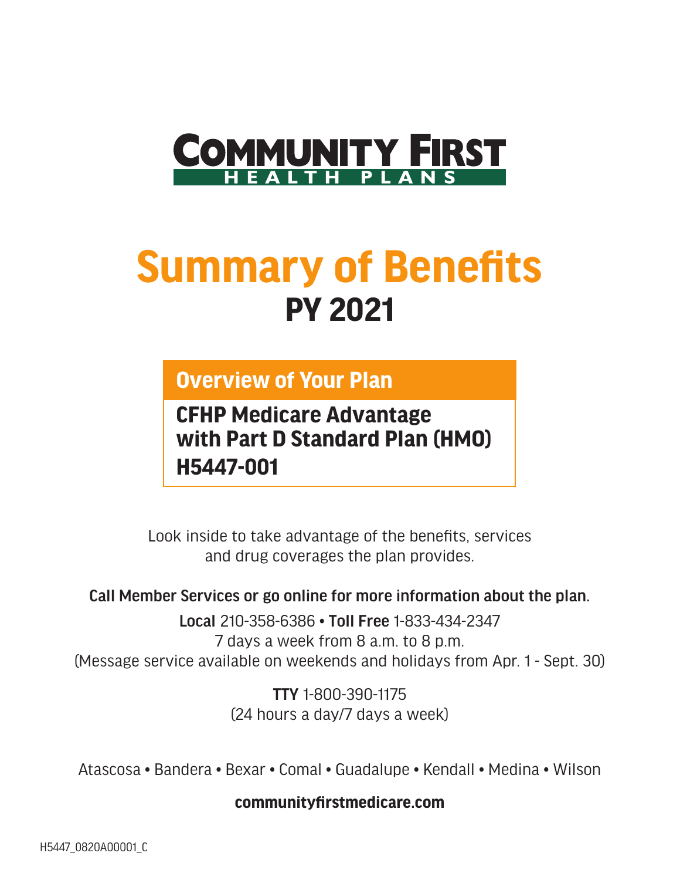**COMMUNITY FIRST**
**HEALTH PLANS**

# Summary of Benefits

## PY 2021

### Overview of Your Plan

**CFHP Medicare Advantage with Part D Standard Plan (HMO)**
**H5447-001**

Look inside to take advantage of the benefits, services and drug coverages the plan provides.

**Call Member Services or go online for more information about the plan.**

**Local** 210-358-6386 • **Toll Free** 1-833-434-2347
7 days a week from 8 a.m. to 8 p.m.
(Message service available on weekends and holidays from Apr. 1 - Sept. 30)

**TTY** 1-800-390-1175
(24 hours a day/7 days a week)

Atascosa • Bandera • Bexar • Comal • Guadalupe • Kendall • Medina • Wilson

**communityfirstmedicare.com**

H5447_0820A00001_C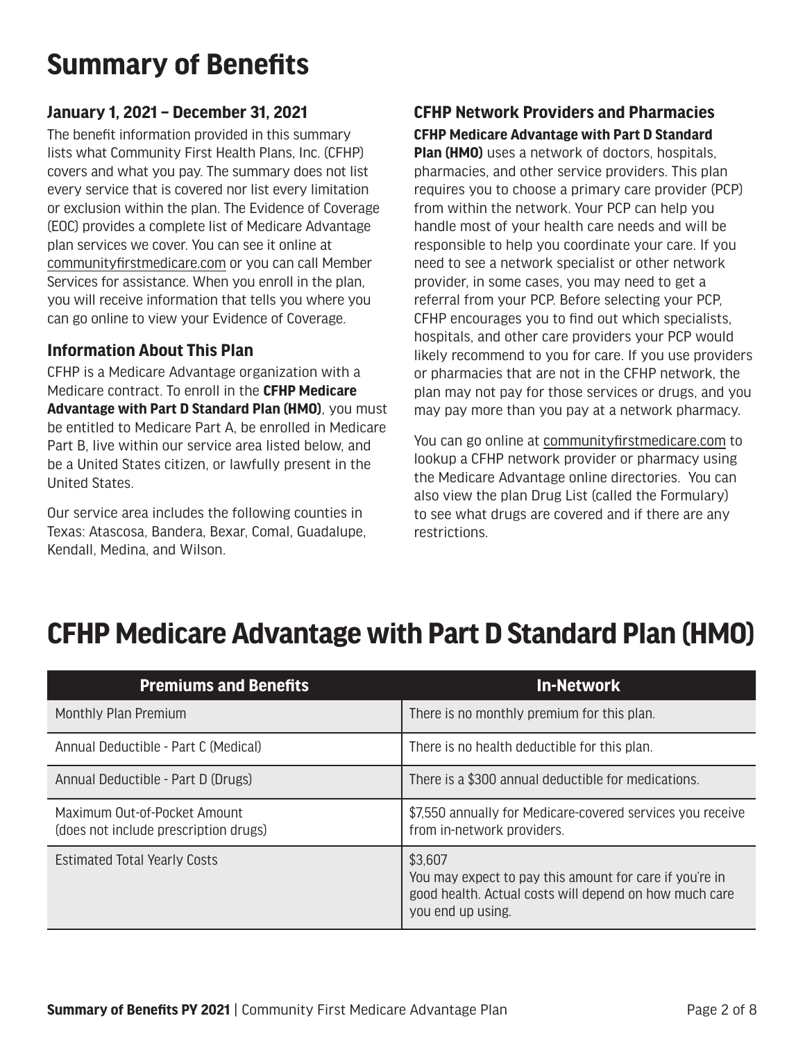# Summary of Benefits

### January 1, 2021 – December 31, 2021

The benefit information provided in this summary lists what Community First Health Plans, Inc. (CFHP) covers and what you pay. The summary does not list every service that is covered nor list every limitation or exclusion within the plan. The Evidence of Coverage (EOC) provides a complete list of Medicare Advantage plan services we cover. You can see it online at communityfirstmedicare.com or you can call Member Services for assistance. When you enroll in the plan, you will receive information that tells you where you can go online to view your Evidence of Coverage.

### Information About This Plan

CFHP is a Medicare Advantage organization with a Medicare contract. To enroll in the **CFHP Medicare Advantage with Part D Standard Plan (HMO)**, you must be entitled to Medicare Part A, be enrolled in Medicare Part B, live within our service area listed below, and be a United States citizen, or lawfully present in the United States.

Our service area includes the following counties in Texas: Atascosa, Bandera, Bexar, Comal, Guadalupe, Kendall, Medina, and Wilson.

### CFHP Network Providers and Pharmacies

**CFHP Medicare Advantage with Part D Standard Plan (HMO)** uses a network of doctors, hospitals, pharmacies, and other service providers. This plan requires you to choose a primary care provider (PCP) from within the network. Your PCP can help you handle most of your health care needs and will be responsible to help you coordinate your care. If you need to see a network specialist or other network provider, in some cases, you may need to get a referral from your PCP. Before selecting your PCP, CFHP encourages you to find out which specialists, hospitals, and other care providers your PCP would likely recommend to you for care. If you use providers or pharmacies that are not in the CFHP network, the plan may not pay for those services or drugs, and you may pay more than you pay at a network pharmacy.

You can go online at communityfirstmedicare.com to lookup a CFHP network provider or pharmacy using the Medicare Advantage online directories. You can also view the plan Drug List (called the Formulary) to see what drugs are covered and if there are any restrictions.

# CFHP Medicare Advantage with Part D Standard Plan (HMO)

| Premiums and Benefits | In-Network |
|---|---|
| Monthly Plan Premium | There is no monthly premium for this plan. |
| Annual Deductible - Part C (Medical) | There is no health deductible for this plan. |
| Annual Deductible - Part D (Drugs) | There is a $300 annual deductible for medications. |
| Maximum Out-of-Pocket Amount (does not include prescription drugs) | $7,550 annually for Medicare-covered services you receive from in-network providers. |
| Estimated Total Yearly Costs | $3,607<br>You may expect to pay this amount for care if you're in good health. Actual costs will depend on how much care you end up using. |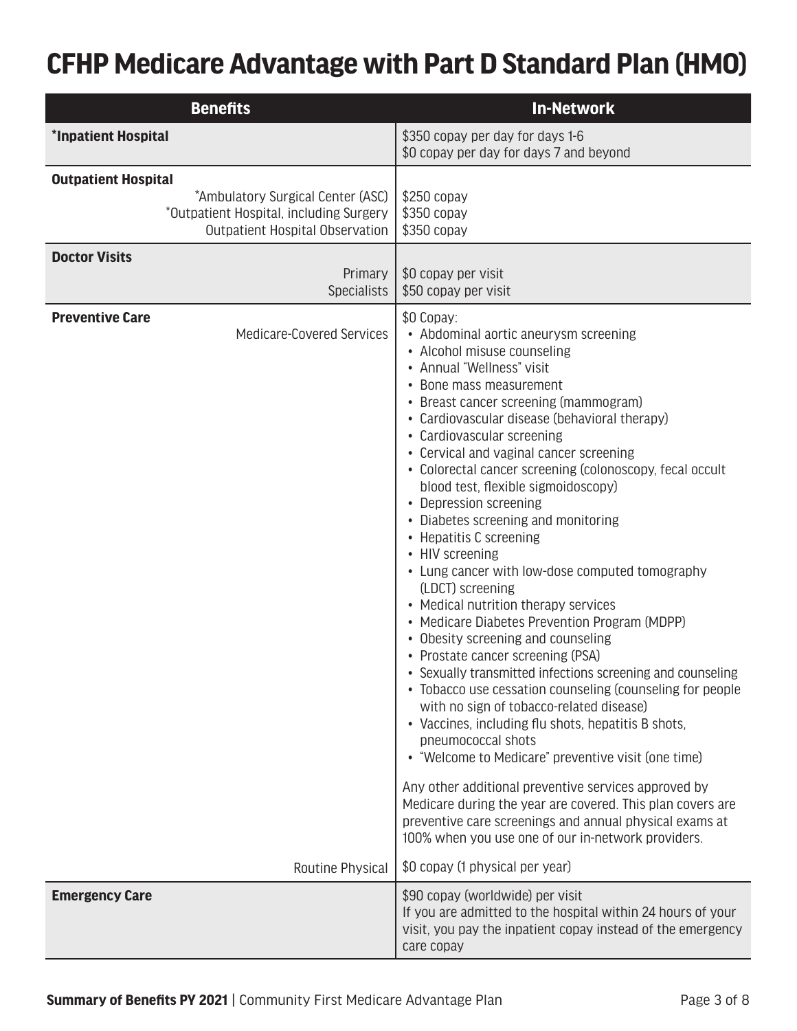# CFHP Medicare Advantage with Part D Standard Plan (HMO)

| Benefits | In-Network |
|---|---|
| ***Inpatient Hospital** | $350 copay per day for days 1-6<br>$0 copay per day for days 7 and beyond |
| **Outpatient Hospital** | |
| *Ambulatory Surgical Center (ASC) | $250 copay |
| *Outpatient Hospital, including Surgery | $350 copay |
| Outpatient Hospital Observation | $350 copay |
| **Doctor Visits** | |
| Primary | $0 copay per visit |
| Specialists | $50 copay per visit |
| **Preventive Care** | |
| Medicare-Covered Services | $0 Copay:<br>• Abdominal aortic aneurysm screening<br>• Alcohol misuse counseling<br>• Annual "Wellness" visit<br>• Bone mass measurement<br>• Breast cancer screening (mammogram)<br>• Cardiovascular disease (behavioral therapy)<br>• Cardiovascular screening<br>• Cervical and vaginal cancer screening<br>• Colorectal cancer screening (colonoscopy, fecal occult blood test, flexible sigmoidoscopy)<br>• Depression screening<br>• Diabetes screening and monitoring<br>• Hepatitis C screening<br>• HIV screening<br>• Lung cancer with low-dose computed tomography (LDCT) screening<br>• Medical nutrition therapy services<br>• Medicare Diabetes Prevention Program (MDPP)<br>• Obesity screening and counseling<br>• Prostate cancer screening (PSA)<br>• Sexually transmitted infections screening and counseling<br>• Tobacco use cessation counseling (counseling for people with no sign of tobacco-related disease)<br>• Vaccines, including flu shots, hepatitis B shots, pneumococcal shots<br>• "Welcome to Medicare" preventive visit (one time)<br><br>Any other additional preventive services approved by Medicare during the year are covered. This plan covers are preventive care screenings and annual physical exams at 100% when you use one of our in-network providers. |
| Routine Physical | $0 copay (1 physical per year) |
| **Emergency Care** | $90 copay (worldwide) per visit<br>If you are admitted to the hospital within 24 hours of your visit, you pay the inpatient copay instead of the emergency care copay |

**Summary of Benefits PY 2021** | Community First Medicare Advantage Plan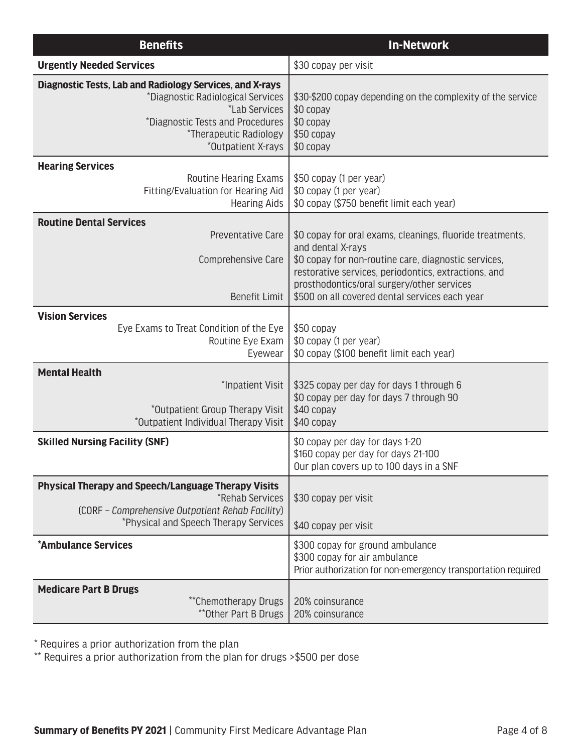| Benefits | In-Network |
|---|---|
| **Urgently Needed Services** | $30 copay per visit |
| **Diagnostic Tests, Lab and Radiology Services, and X-rays** | |
| *Diagnostic Radiological Services | $30-$200 copay depending on the complexity of the service |
| *Lab Services | $0 copay |
| *Diagnostic Tests and Procedures | $0 copay |
| *Therapeutic Radiology | $50 copay |
| *Outpatient X-rays | $0 copay |
| **Hearing Services** | |
| Routine Hearing Exams | $50 copay (1 per year) |
| Fitting/Evaluation for Hearing Aid | $0 copay (1 per year) |
| Hearing Aids | $0 copay ($750 benefit limit each year) |
| **Routine Dental Services** | |
| Preventative Care | $0 copay for oral exams, cleanings, fluoride treatments, and dental X-rays |
| Comprehensive Care | $0 copay for non-routine care, diagnostic services, restorative services, periodontics, extractions, and prosthodontics/oral surgery/other services |
| Benefit Limit | $500 on all covered dental services each year |
| **Vision Services** | |
| Eye Exams to Treat Condition of the Eye | $50 copay |
| Routine Eye Exam | $0 copay (1 per year) |
| Eyewear | $0 copay ($100 benefit limit each year) |
| **Mental Health** | |
| *Inpatient Visit | $325 copay per day for days 1 through 6<br>$0 copay per day for days 7 through 90 |
| *Outpatient Group Therapy Visit | $40 copay |
| *Outpatient Individual Therapy Visit | $40 copay |
| **Skilled Nursing Facility (SNF)** | $0 copay per day for days 1-20<br>$160 copay per day for days 21-100<br>Our plan covers up to 100 days in a SNF |
| **Physical Therapy and Speech/Language Therapy Visits** | |
| *Rehab Services (CORF – *Comprehensive Outpatient Rehab Facility*) | $30 copay per visit |
| *Physical and Speech Therapy Services | $40 copay per visit |
| **\*Ambulance Services** | $300 copay for ground ambulance<br>$300 copay for air ambulance<br>Prior authorization for non-emergency transportation required |
| **Medicare Part B Drugs** | |
| **Chemotherapy Drugs | 20% coinsurance |
| **Other Part B Drugs | 20% coinsurance |

* Requires a prior authorization from the plan

** Requires a prior authorization from the plan for drugs >$500 per dose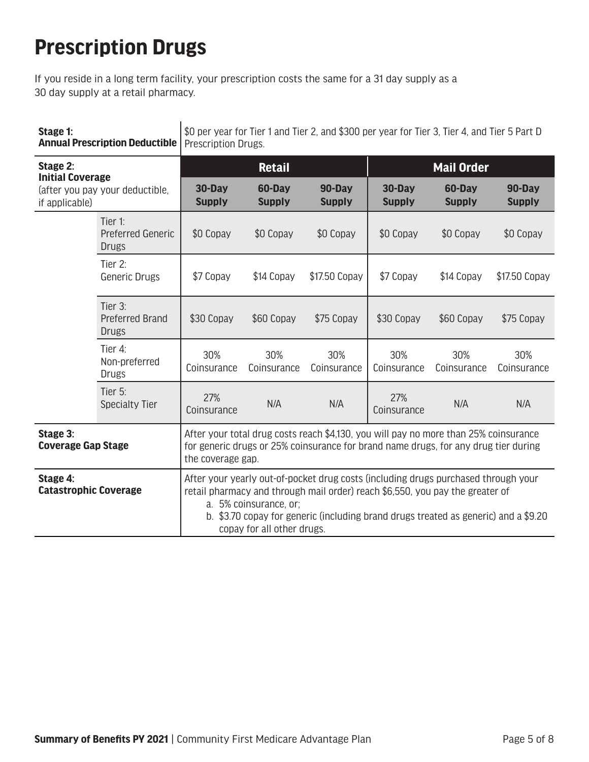# Prescription Drugs

If you reside in a long term facility, your prescription costs the same for a 31 day supply as a 30 day supply at a retail pharmacy.

| | | Retail | | | Mail Order | | |
|---|---|---|---|---|---|---|---|
| **Stage 1: Annual Prescription Deductible** | | $0 per year for Tier 1 and Tier 2, and $300 per year for Tier 3, Tier 4, and Tier 5 Part D Prescription Drugs. | | | | | |
| **Stage 2: Initial Coverage** (after you pay your deductible, if applicable) | | **30-Day Supply** | **60-Day Supply** | **90-Day Supply** | **30-Day Supply** | **60-Day Supply** | **90-Day Supply** |
| | Tier 1: Preferred Generic Drugs | $0 Copay | $0 Copay | $0 Copay | $0 Copay | $0 Copay | $0 Copay |
| | Tier 2: Generic Drugs | $7 Copay | $14 Copay | $17.50 Copay | $7 Copay | $14 Copay | $17.50 Copay |
| | Tier 3: Preferred Brand Drugs | $30 Copay | $60 Copay | $75 Copay | $30 Copay | $60 Copay | $75 Copay |
| | Tier 4: Non-preferred Drugs | 30% Coinsurance | 30% Coinsurance | 30% Coinsurance | 30% Coinsurance | 30% Coinsurance | 30% Coinsurance |
| | Tier 5: Specialty Tier | 27% Coinsurance | N/A | N/A | 27% Coinsurance | N/A | N/A |
| **Stage 3: Coverage Gap Stage** | | After your total drug costs reach $4,130, you will pay no more than 25% coinsurance for generic drugs or 25% coinsurance for brand name drugs, for any drug tier during the coverage gap. | | | | | |
| **Stage 4: Catastrophic Coverage** | | After your yearly out-of-pocket drug costs (including drugs purchased through your retail pharmacy and through mail order) reach $6,550, you pay the greater of a. 5% coinsurance, or; b. $3.70 copay for generic (including brand drugs treated as generic) and a $9.20 copay for all other drugs. | | | | | |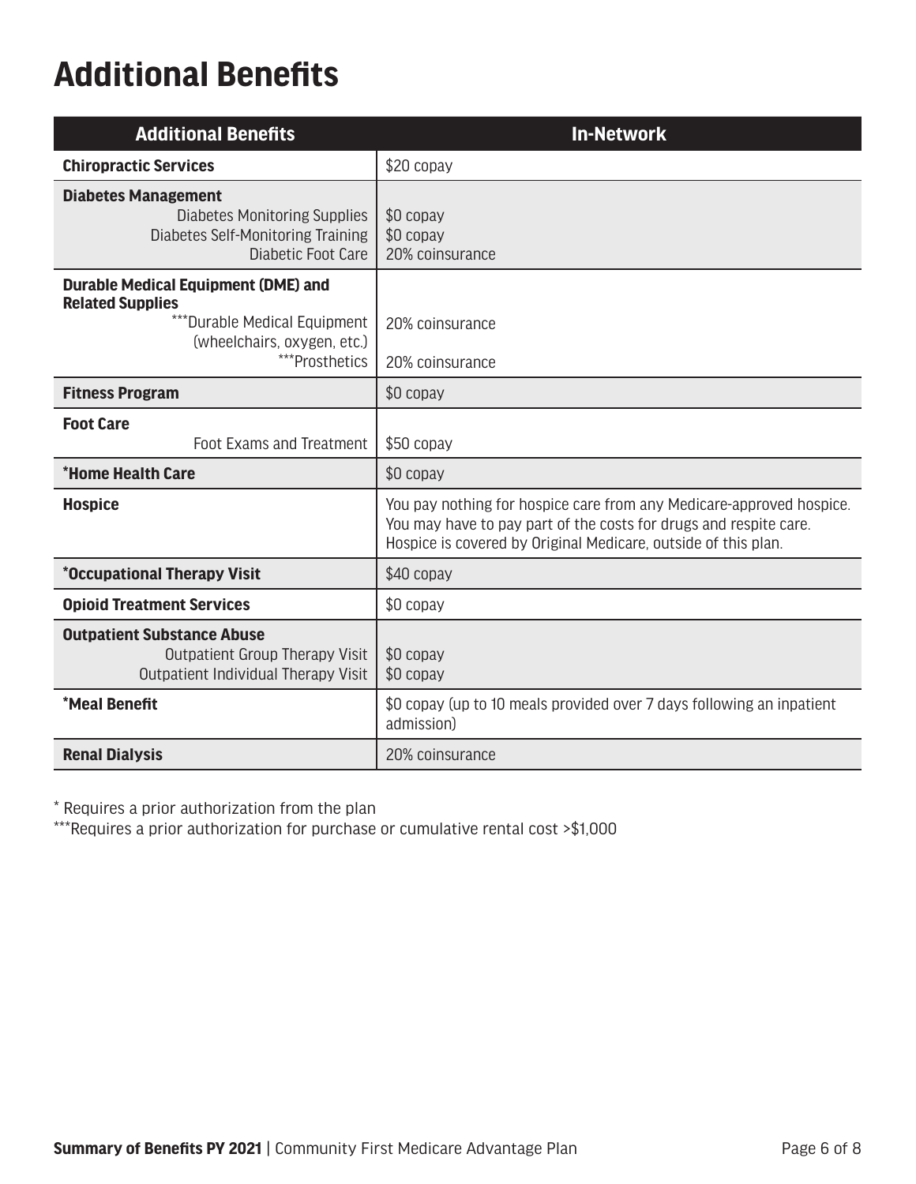# Additional Benefits

| Additional Benefits | In-Network |
| --- | --- |
| **Chiropractic Services** | $20 copay |
| **Diabetes Management** | |
| Diabetes Monitoring Supplies | $0 copay |
| Diabetes Self-Monitoring Training | $0 copay |
| Diabetic Foot Care | 20% coinsurance |
| **Durable Medical Equipment (DME) and Related Supplies** | |
| ***Durable Medical Equipment (wheelchairs, oxygen, etc.) | 20% coinsurance |
| ***Prosthetics | 20% coinsurance |
| **Fitness Program** | $0 copay |
| **Foot Care** | |
| Foot Exams and Treatment | $50 copay |
| ***Home Health Care** | $0 copay |
| **Hospice** | You pay nothing for hospice care from any Medicare-approved hospice. You may have to pay part of the costs for drugs and respite care. Hospice is covered by Original Medicare, outside of this plan. |
| ***Occupational Therapy Visit** | $40 copay |
| **Opioid Treatment Services** | $0 copay |
| **Outpatient Substance Abuse** | |
| Outpatient Group Therapy Visit | $0 copay |
| Outpatient Individual Therapy Visit | $0 copay |
| ***Meal Benefit** | $0 copay (up to 10 meals provided over 7 days following an inpatient admission) |
| **Renal Dialysis** | 20% coinsurance |

* Requires a prior authorization from the plan

***Requires a prior authorization for purchase or cumulative rental cost >$1,000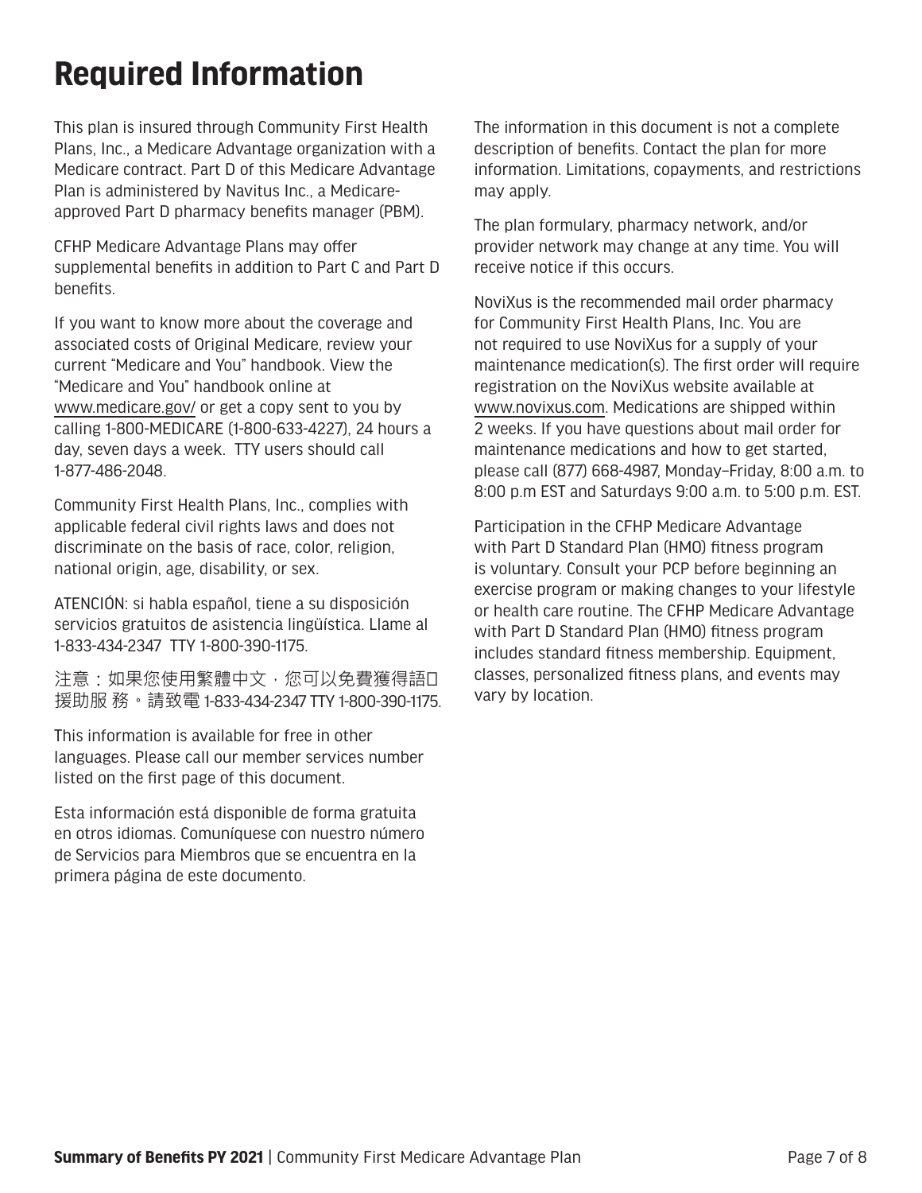# Required Information

This plan is insured through Community First Health Plans, Inc., a Medicare Advantage organization with a Medicare contract. Part D of this Medicare Advantage Plan is administered by Navitus Inc., a Medicare-approved Part D pharmacy benefits manager (PBM).

CFHP Medicare Advantage Plans may offer supplemental benefits in addition to Part C and Part D benefits.

If you want to know more about the coverage and associated costs of Original Medicare, review your current "Medicare and You" handbook. View the "Medicare and You" handbook online at www.medicare.gov/ or get a copy sent to you by calling 1-800-MEDICARE (1-800-633-4227), 24 hours a day, seven days a week. TTY users should call 1-877-486-2048.

Community First Health Plans, Inc., complies with applicable federal civil rights laws and does not discriminate on the basis of race, color, religion, national origin, age, disability, or sex.

ATENCIÓN: si habla español, tiene a su disposición servicios gratuitos de asistencia lingüística. Llame al 1-833-434-2347 TTY 1-800-390-1175.

注意：如果您使用繁體中文，您可以免費獲得語□援助服 務。請致電 1-833-434-2347 TTY 1-800-390-1175.

This information is available for free in other languages. Please call our member services number listed on the first page of this document.

Esta información está disponible de forma gratuita en otros idiomas. Comuníquese con nuestro número de Servicios para Miembros que se encuentra en la primera página de este documento.

The information in this document is not a complete description of benefits. Contact the plan for more information. Limitations, copayments, and restrictions may apply.

The plan formulary, pharmacy network, and/or provider network may change at any time. You will receive notice if this occurs.

NoviXus is the recommended mail order pharmacy for Community First Health Plans, Inc. You are not required to use NoviXus for a supply of your maintenance medication(s). The first order will require registration on the NoviXus website available at www.novixus.com. Medications are shipped within 2 weeks. If you have questions about mail order for maintenance medications and how to get started, please call (877) 668-4987, Monday–Friday, 8:00 a.m. to 8:00 p.m EST and Saturdays 9:00 a.m. to 5:00 p.m. EST.

Participation in the CFHP Medicare Advantage with Part D Standard Plan (HMO) fitness program is voluntary. Consult your PCP before beginning an exercise program or making changes to your lifestyle or health care routine. The CFHP Medicare Advantage with Part D Standard Plan (HMO) fitness program includes standard fitness membership. Equipment, classes, personalized fitness plans, and events may vary by location.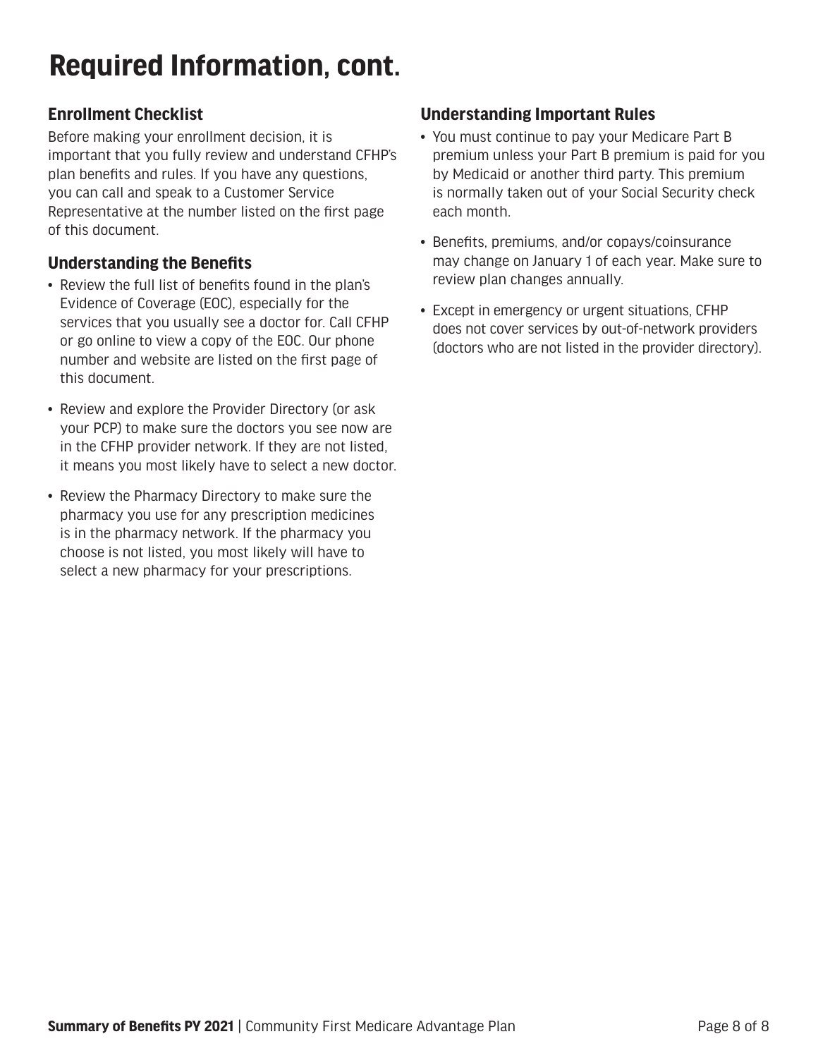# Required Information, cont.

### Enrollment Checklist

Before making your enrollment decision, it is important that you fully review and understand CFHP's plan benefits and rules. If you have any questions, you can call and speak to a Customer Service Representative at the number listed on the first page of this document.

### Understanding the Benefits

- Review the full list of benefits found in the plan's Evidence of Coverage (EOC), especially for the services that you usually see a doctor for. Call CFHP or go online to view a copy of the EOC. Our phone number and website are listed on the first page of this document.
- Review and explore the Provider Directory (or ask your PCP) to make sure the doctors you see now are in the CFHP provider network. If they are not listed, it means you most likely have to select a new doctor.
- Review the Pharmacy Directory to make sure the pharmacy you use for any prescription medicines is in the pharmacy network. If the pharmacy you choose is not listed, you most likely will have to select a new pharmacy for your prescriptions.

### Understanding Important Rules

- You must continue to pay your Medicare Part B premium unless your Part B premium is paid for you by Medicaid or another third party. This premium is normally taken out of your Social Security check each month.
- Benefits, premiums, and/or copays/coinsurance may change on January 1 of each year. Make sure to review plan changes annually.
- Except in emergency or urgent situations, CFHP does not cover services by out-of-network providers (doctors who are not listed in the provider directory).